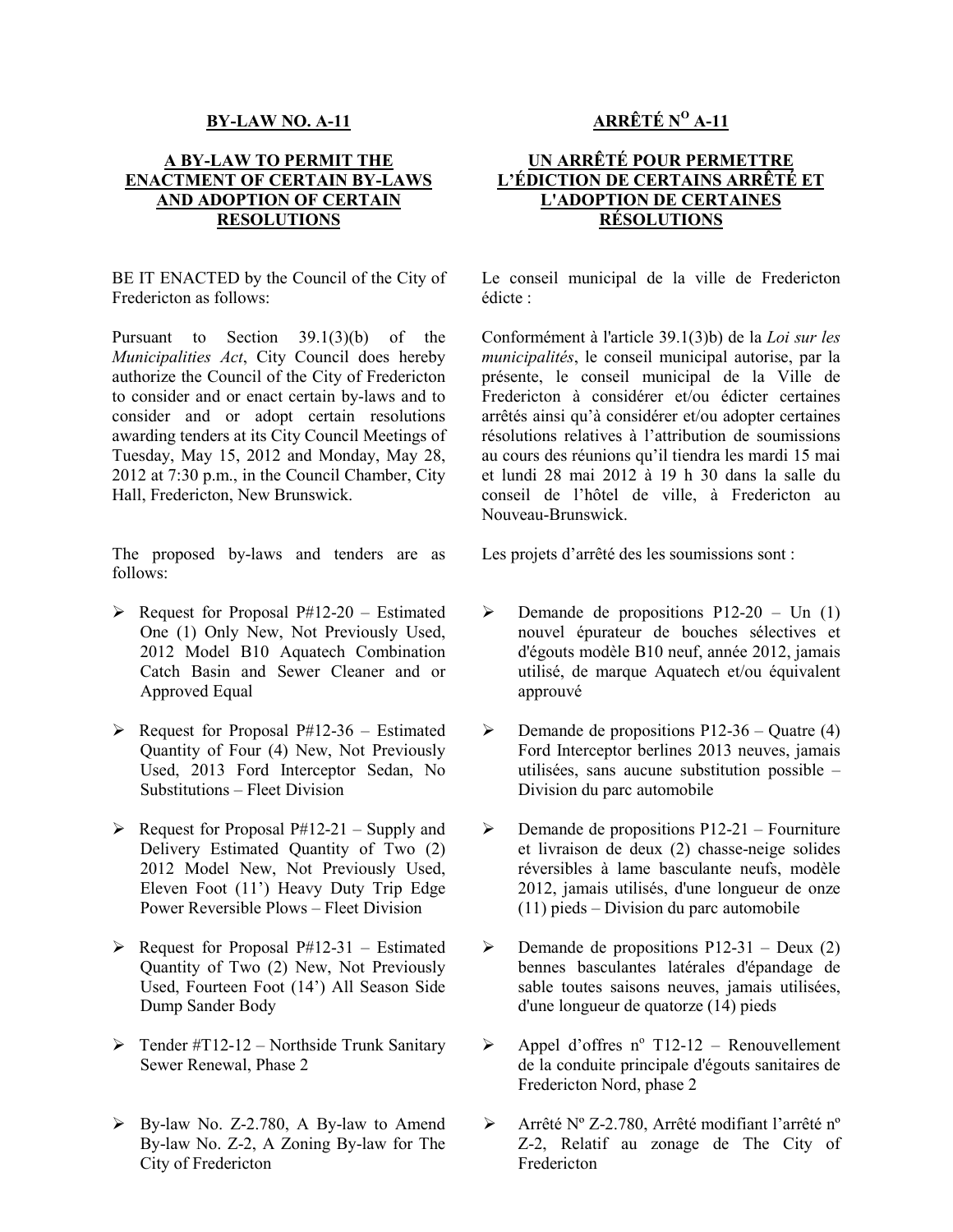## BY-LAW NO. A-11

### A BY-LAW TO PERMIT THE ENACTMENT OF CERTAIN BY-LAWS AND ADOPTION OF CERTAIN RESOLUTIONS

BE IT ENACTED by the Council of the City of Fredericton as follows:

Pursuant to Section 39.1(3)(b) of the *Municipalities Act*, City Council does hereby authorize the Council of the City of Fredericton to consider and or enact certain by-laws and to consider and or adopt certain resolutions awarding tenders at its City Council Meetings of Tuesday, May 15, 2012 and Monday, May 28, 2012 at 7:30 p.m., in the Council Chamber, City Hall, Fredericton, New Brunswick.

The proposed by-laws and tenders are as follows:

- Request for Proposal P#12-20 – Estimated One (1) Only New, Not Previously Used, 2012 Model B10 Aquatech Combination Catch Basin and Sewer Cleaner and or Approved Equal
- Request for Proposal P#12-36 – Estimated Quantity of Four (4) New, Not Previously Used, 2013 Ford Interceptor Sedan, No Substitutions – Fleet Division
- Request for Proposal P#12-21 – Supply and Delivery Estimated Quantity of Two (2) 2012 Model New, Not Previously Used, Eleven Foot (11') Heavy Duty Trip Edge Power Reversible Plows – Fleet Division
- Request for Proposal P#12-31 – Estimated Quantity of Two (2) New, Not Previously Used, Fourteen Foot (14') All Season Side Dump Sander Body
- Tender #T12-12 – Northside Trunk Sanitary Sewer Renewal, Phase 2
- By-law No. Z-2.780, A By-law to Amend By-law No. Z-2, A Zoning By-law for The City of Fredericton

## ARRÊTÉ N[O] A-11

### UN ARRÊTÉ POUR PERMETTRE L'ÉDICTION DE CERTAINS ARRÊTÉ ET L'ADOPTION DE CERTAINES RÉSOLUTIONS

Le conseil municipal de la ville de Fredericton édicte :

Conformément à l'article 39.1(3)b) de la *Loi sur les municipalités*, le conseil municipal autorise, par la présente, le conseil municipal de la Ville de Fredericton à considérer et/ou édicter certaines arrêtés ainsi qu'à considérer et/ou adopter certaines résolutions relatives à l'attribution de soumissions au cours des réunions qu'il tiendra les mardi 15 mai et lundi 28 mai 2012 à 19 h 30 dans la salle du conseil de l'hôtel de ville, à Fredericton au Nouveau-Brunswick.

Les projets d'arrêté des les soumissions sont :

- Demande de propositions P12-20 – Un (1) nouvel épurateur de bouches sélectives et d'égouts modèle B10 neuf, année 2012, jamais utilisé, de marque Aquatech et/ou équivalent approuvé
- Demande de propositions P12-36 – Quatre (4) Ford Interceptor berlines 2013 neuves, jamais utilisées, sans aucune substitution possible – Division du parc automobile
- Demande de propositions P12-21 – Fourniture et livraison de deux (2) chasse-neige solides réversibles à lame basculante neufs, modèle 2012, jamais utilisés, d'une longueur de onze (11) pieds – Division du parc automobile
- Demande de propositions P12-31 – Deux (2) bennes basculantes latérales d'épandage de sable toutes saisons neuves, jamais utilisées, d'une longueur de quatorze (14) pieds
- Appel d'offres n[o] T12-12 – Renouvellement de la conduite principale d'égouts sanitaires de Fredericton Nord, phase 2
- Arrêté N[o] Z-2.780, Arrêté modifiant l'arrêté n[o] Z-2, Relatif au zonage de The City of Fredericton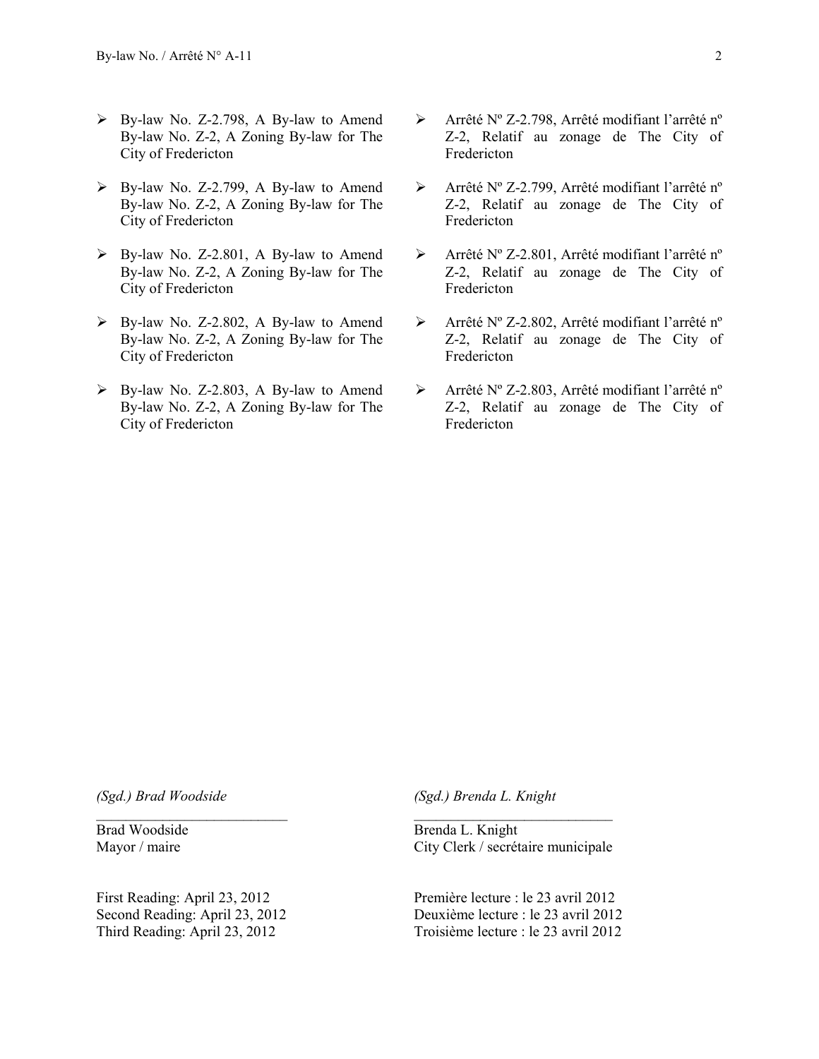- By-law No. Z-2.798, A By-law to Amend By-law No. Z-2, A Zoning By-law for The City of Fredericton
- By-law No. Z-2.799, A By-law to Amend By-law No. Z-2, A Zoning By-law for The City of Fredericton
- By-law No. Z-2.801, A By-law to Amend By-law No. Z-2, A Zoning By-law for The City of Fredericton
- By-law No. Z-2.802, A By-law to Amend By-law No. Z-2, A Zoning By-law for The City of Fredericton
- By-law No. Z-2.803, A By-law to Amend By-law No. Z-2, A Zoning By-law for The City of Fredericton

- Arrêté Nº Z-2.798, Arrêté modifiant l'arrêté nº Z-2, Relatif au zonage de The City of Fredericton
- Arrêté Nº Z-2.799, Arrêté modifiant l'arrêté nº Z-2, Relatif au zonage de The City of Fredericton
- Arrêté Nº Z-2.801, Arrêté modifiant l'arrêté nº Z-2, Relatif au zonage de The City of Fredericton
- Arrêté Nº Z-2.802, Arrêté modifiant l'arrêté nº Z-2, Relatif au zonage de The City of Fredericton
- Arrêté Nº Z-2.803, Arrêté modifiant l'arrêté nº Z-2, Relatif au zonage de The City of Fredericton

*(Sgd.) Brad Woodside*

Brad Woodside
Mayor / maire

*(Sgd.) Brenda L. Knight*

Brenda L. Knight
City Clerk / secrétaire municipale

First Reading: April 23, 2012
Second Reading: April 23, 2012
Third Reading: April 23, 2012

Première lecture : le 23 avril 2012
Deuxième lecture : le 23 avril 2012
Troisième lecture : le 23 avril 2012